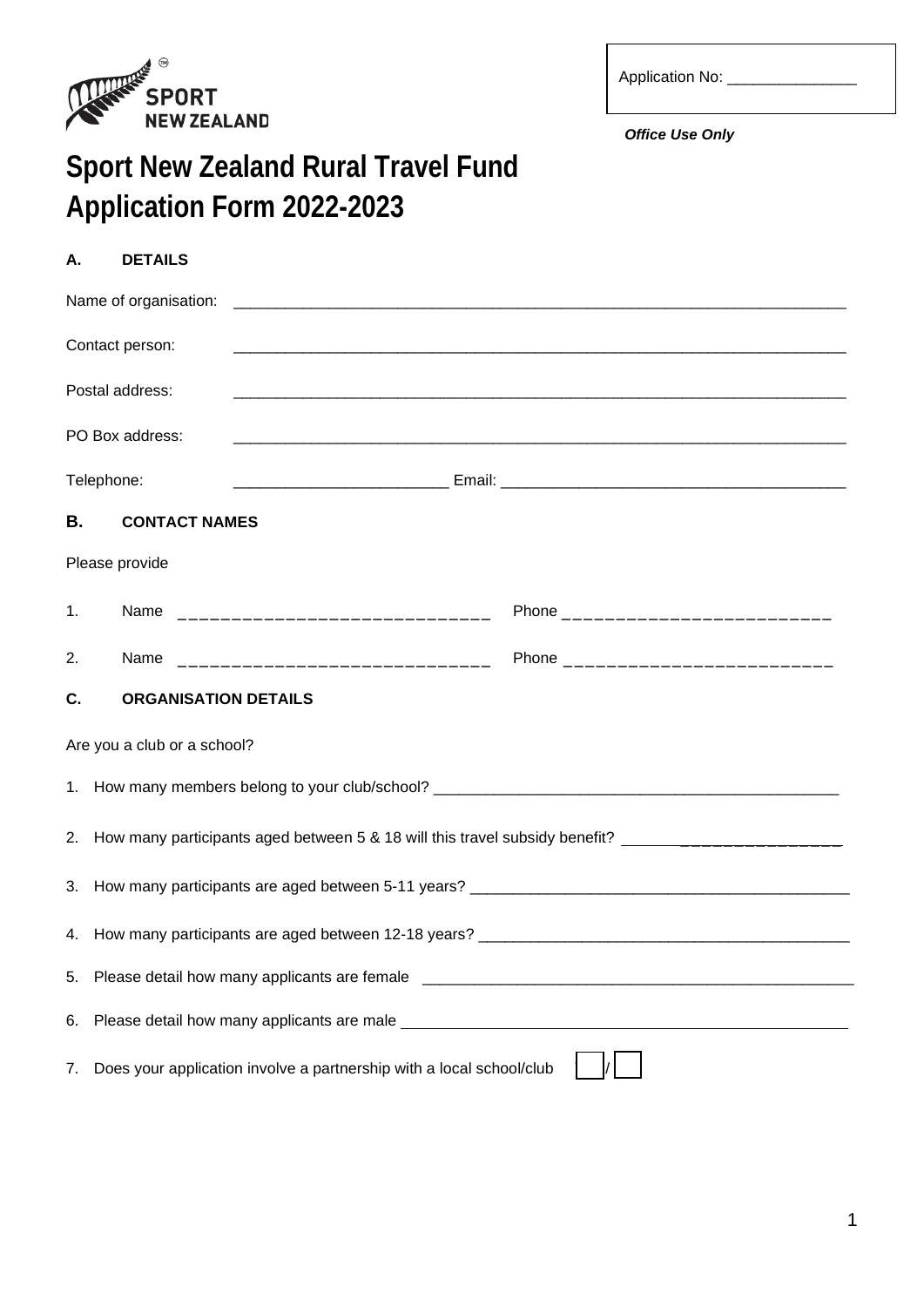Application No: _______________

***Office Use Only***

# Sport New Zealand Rural Travel Fund Application Form 2022-2023

## A. DETAILS

Name of organisation: ___________________________________________________________________________

Contact person: ___________________________________________________________________________

Postal address: ___________________________________________________________________________

PO Box address: ___________________________________________________________________________

Telephone: _________________________ Email: ________________________________________

## B. CONTACT NAMES

Please provide

1. Name _____________________________ Phone _________________________

2. Name _____________________________ Phone _________________________

## C. ORGANISATION DETAILS

Are you a club or a school?

1. How many members belong to your club/school? _________________________________________________

2. How many participants aged between 5 & 18 will this travel subsidy benefit? _________________________

3. How many participants are aged between 5-11 years? _____________________________________________

4. How many participants are aged between 12-18 years? ____________________________________________

5. Please detail how many applicants are female ____________________________________________________

6. Please detail how many applicants are male ______________________________________________________

7. Does your application involve a partnership with a local school/club ☐/☐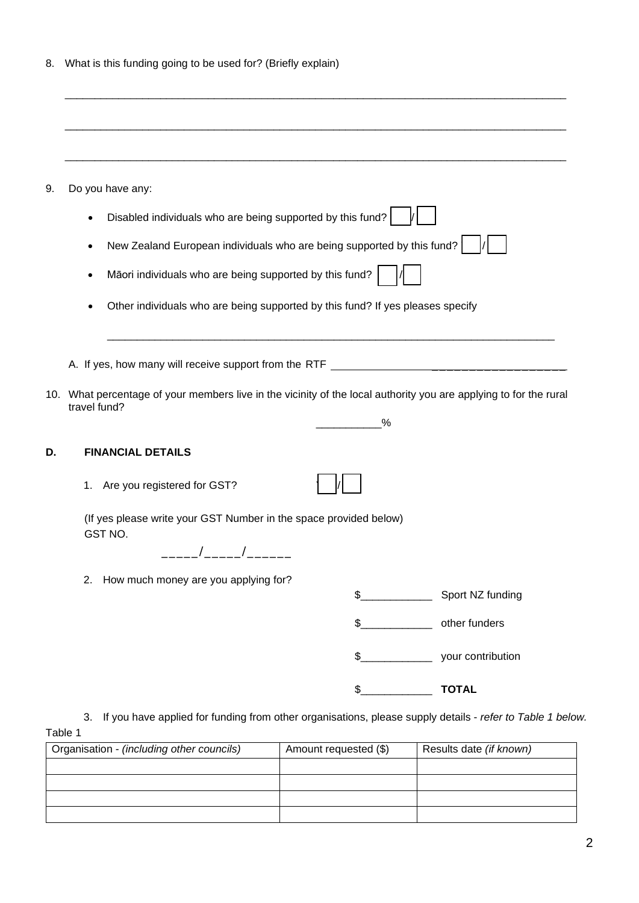8. What is this funding going to be used for? (Briefly explain)

_______________________________________________________________________________

_______________________________________________________________________________

_______________________________________________________________________________

9. Do you have any:

   - Disabled individuals who are being supported by this fund? ☐/☐
   - New Zealand European individuals who are being supported by this fund? ☐/☐
   - Māori individuals who are being supported by this fund? ☐/☐
   - Other individuals who are being supported by this fund? If yes pleases specify

   _______________________________________________________________________________

   A. If yes, how many will receive support from the RTF ____________________

10. What percentage of your members live in the vicinity of the local authority you are applying to for the rural travel fund?

    __________%

## D. FINANCIAL DETAILS

1. Are you registered for GST? ☐/☐

   (If yes please write your GST Number in the space provided below)
   GST NO.

   _____/_____/______

2. How much money are you applying for?

   $____________ Sport NZ funding

   $____________ other funders

   $____________ your contribution

   $____________ **TOTAL**

3. If you have applied for funding from other organisations, please supply details - *refer to Table 1 below.*

Table 1

| Organisation - *(including other councils)* | Amount requested ($) | Results date *(if known)* |
|---|---|---|
| | | |
| | | |
| | | |
| | | |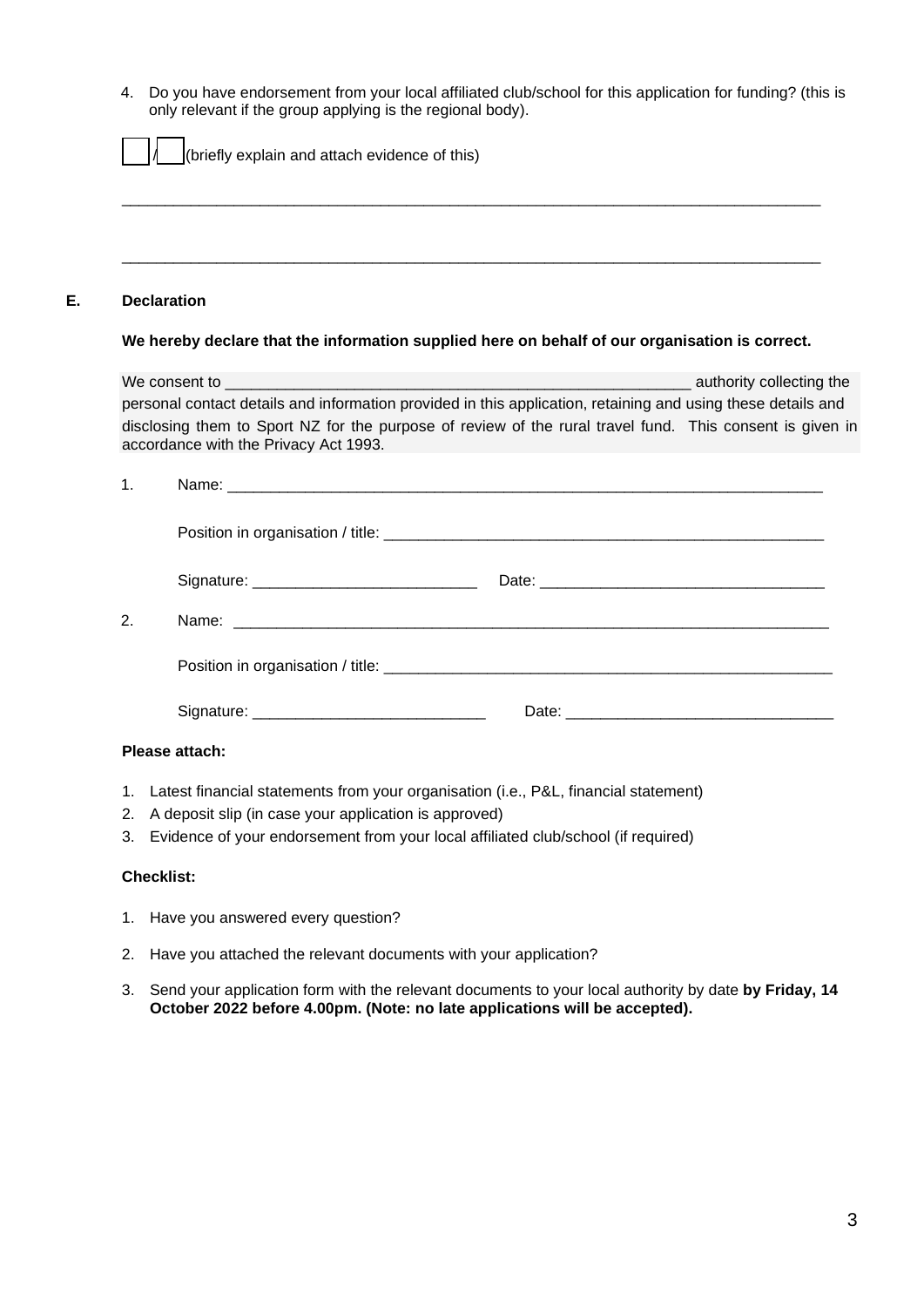4. Do you have endorsement from your local affiliated club/school for this application for funding? (this is only relevant if the group applying is the regional body).

☐ / ☐ (briefly explain and attach evidence of this)

_______________________________________________________________________________

_______________________________________________________________________________

## E. Declaration

**We hereby declare that the information supplied here on behalf of our organisation is correct.**

We consent to ___________________________________________________ authority collecting the personal contact details and information provided in this application, retaining and using these details and disclosing them to Sport NZ for the purpose of review of the rural travel fund. This consent is given in accordance with the Privacy Act 1993.

1. Name: _______________________________________________________________________

   Position in organisation / title: _____________________________________________________

   Signature: __________________________ Date: _________________________________

2. Name: _______________________________________________________________________

   Position in organisation / title: _______________________________________________________

   Signature: ___________________________ Date: _______________________________

**Please attach:**

1. Latest financial statements from your organisation (i.e., P&L, financial statement)
2. A deposit slip (in case your application is approved)
3. Evidence of your endorsement from your local affiliated club/school (if required)

**Checklist:**

1. Have you answered every question?
2. Have you attached the relevant documents with your application?
3. Send your application form with the relevant documents to your local authority by date **by Friday, 14 October 2022 before 4.00pm. (Note: no late applications will be accepted).**